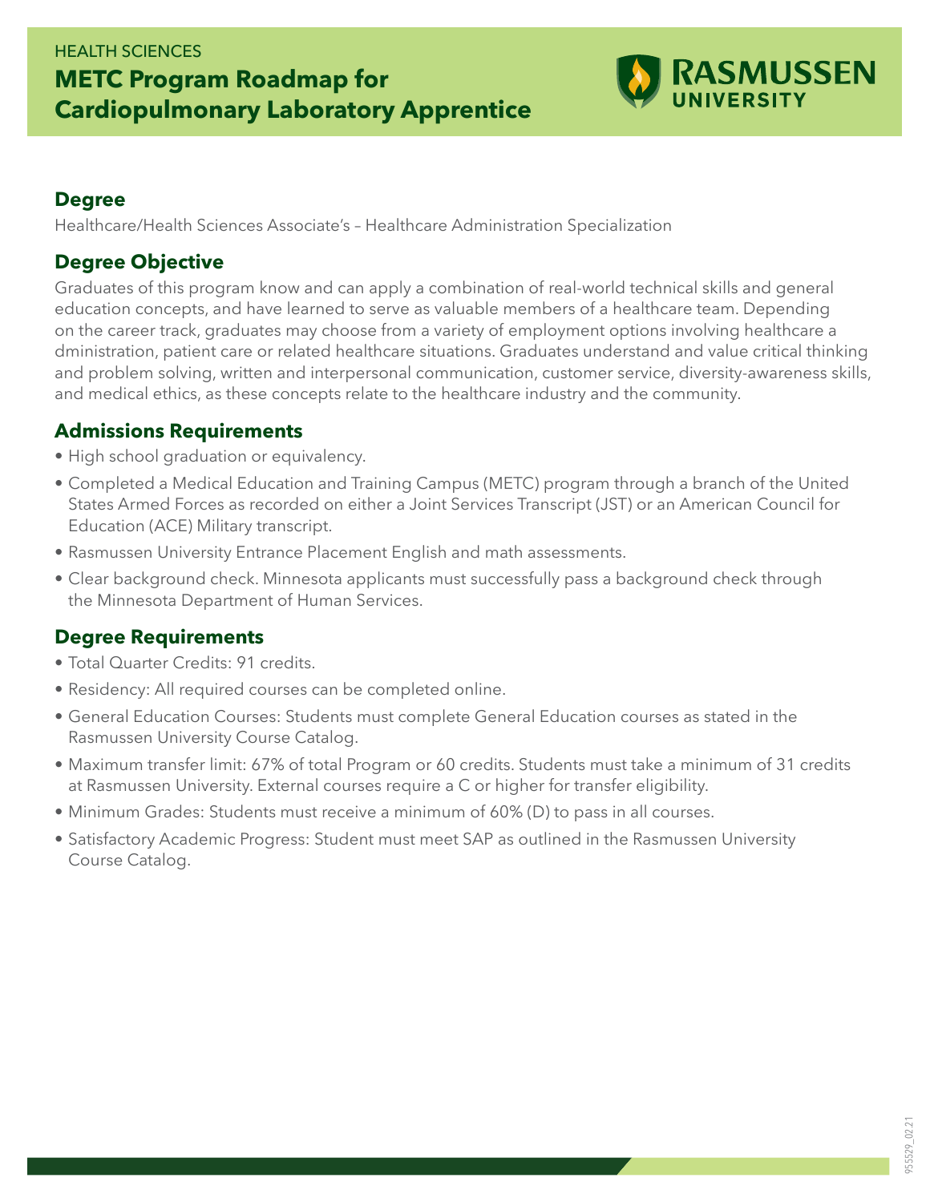HEALTH SCIENCES

# METC Program Roadmap for Cardiopulmonary Laboratory Apprentice

RASMUSSEN UNIVERSITY

## Degree

Healthcare/Health Sciences Associate's – Healthcare Administration Specialization

## Degree Objective

Graduates of this program know and can apply a combination of real-world technical skills and general education concepts, and have learned to serve as valuable members of a healthcare team. Depending on the career track, graduates may choose from a variety of employment options involving healthcare a dministration, patient care or related healthcare situations. Graduates understand and value critical thinking and problem solving, written and interpersonal communication, customer service, diversity-awareness skills, and medical ethics, as these concepts relate to the healthcare industry and the community.

## Admissions Requirements

- High school graduation or equivalency.
- Completed a Medical Education and Training Campus (METC) program through a branch of the United States Armed Forces as recorded on either a Joint Services Transcript (JST) or an American Council for Education (ACE) Military transcript.
- Rasmussen University Entrance Placement English and math assessments.
- Clear background check. Minnesota applicants must successfully pass a background check through the Minnesota Department of Human Services.

## Degree Requirements

- Total Quarter Credits: 91 credits.
- Residency: All required courses can be completed online.
- General Education Courses: Students must complete General Education courses as stated in the Rasmussen University Course Catalog.
- Maximum transfer limit: 67% of total Program or 60 credits. Students must take a minimum of 31 credits at Rasmussen University. External courses require a C or higher for transfer eligibility.
- Minimum Grades: Students must receive a minimum of 60% (D) to pass in all courses.
- Satisfactory Academic Progress: Student must meet SAP as outlined in the Rasmussen University Course Catalog.

955529_02.21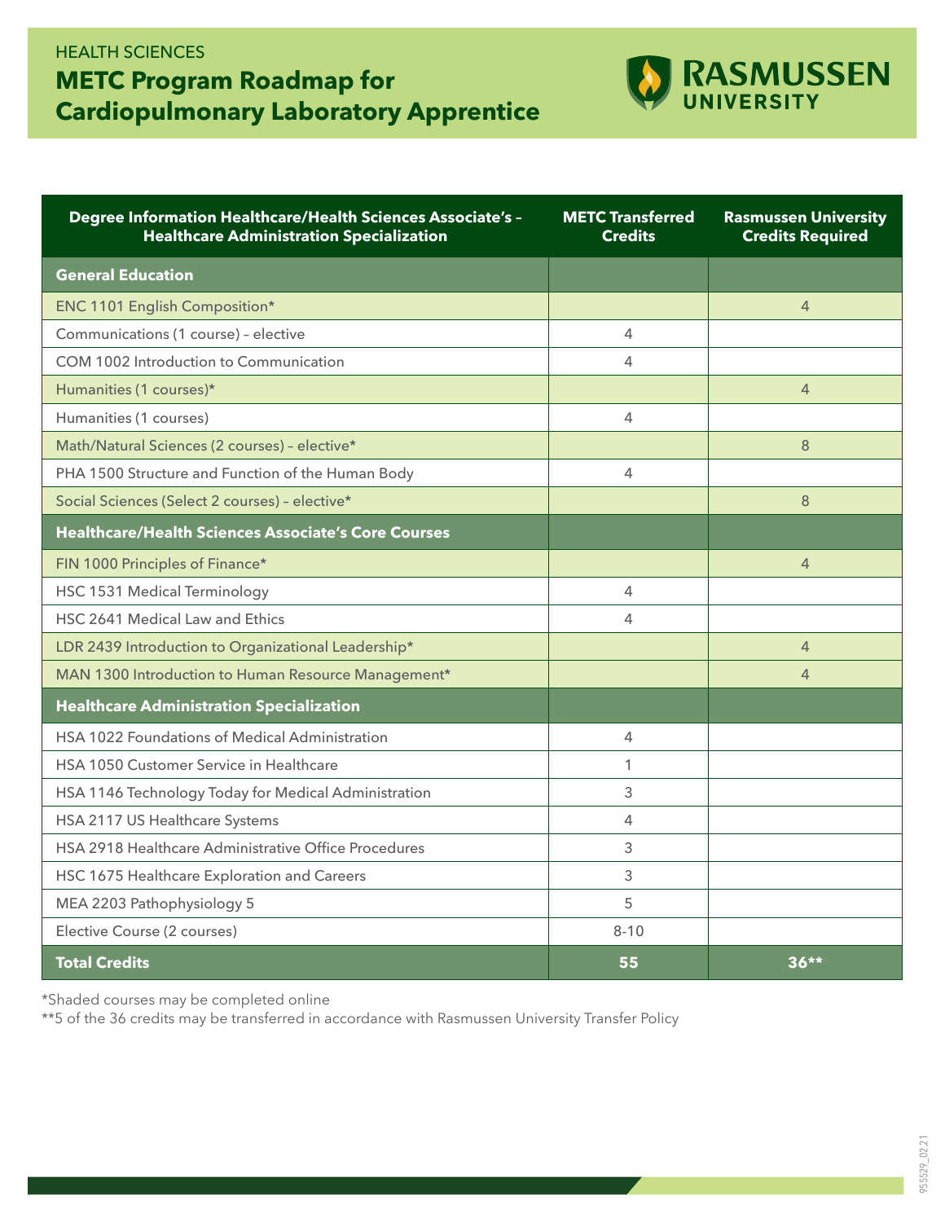HEALTH SCIENCES

# METC Program Roadmap for Cardiopulmonary Laboratory Apprentice

| Degree Information Healthcare/Health Sciences Associate's – Healthcare Administration Specialization | METC Transferred Credits | Rasmussen University Credits Required |
|---|---|---|
| **General Education** | | |
| ENC 1101 English Composition* | | 4 |
| Communications (1 course) – elective | 4 | |
| COM 1002 Introduction to Communication | 4 | |
| Humanities (1 courses)* | | 4 |
| Humanities (1 courses) | 4 | |
| Math/Natural Sciences (2 courses) – elective* | | 8 |
| PHA 1500 Structure and Function of the Human Body | 4 | |
| Social Sciences (Select 2 courses) – elective* | | 8 |
| **Healthcare/Health Sciences Associate's Core Courses** | | |
| FIN 1000 Principles of Finance* | | 4 |
| HSC 1531 Medical Terminology | 4 | |
| HSC 2641 Medical Law and Ethics | 4 | |
| LDR 2439 Introduction to Organizational Leadership* | | 4 |
| MAN 1300 Introduction to Human Resource Management* | | 4 |
| **Healthcare Administration Specialization** | | |
| HSA 1022 Foundations of Medical Administration | 4 | |
| HSA 1050 Customer Service in Healthcare | 1 | |
| HSA 1146 Technology Today for Medical Administration | 3 | |
| HSA 2117 US Healthcare Systems | 4 | |
| HSA 2918 Healthcare Administrative Office Procedures | 3 | |
| HSC 1675 Healthcare Exploration and Careers | 3 | |
| MEA 2203 Pathophysiology 5 | 5 | |
| Elective Course (2 courses) | 8-10 | |
| **Total Credits** | **55** | **36**** |

*Shaded courses may be completed online

**5 of the 36 credits may be transferred in accordance with Rasmussen University Transfer Policy